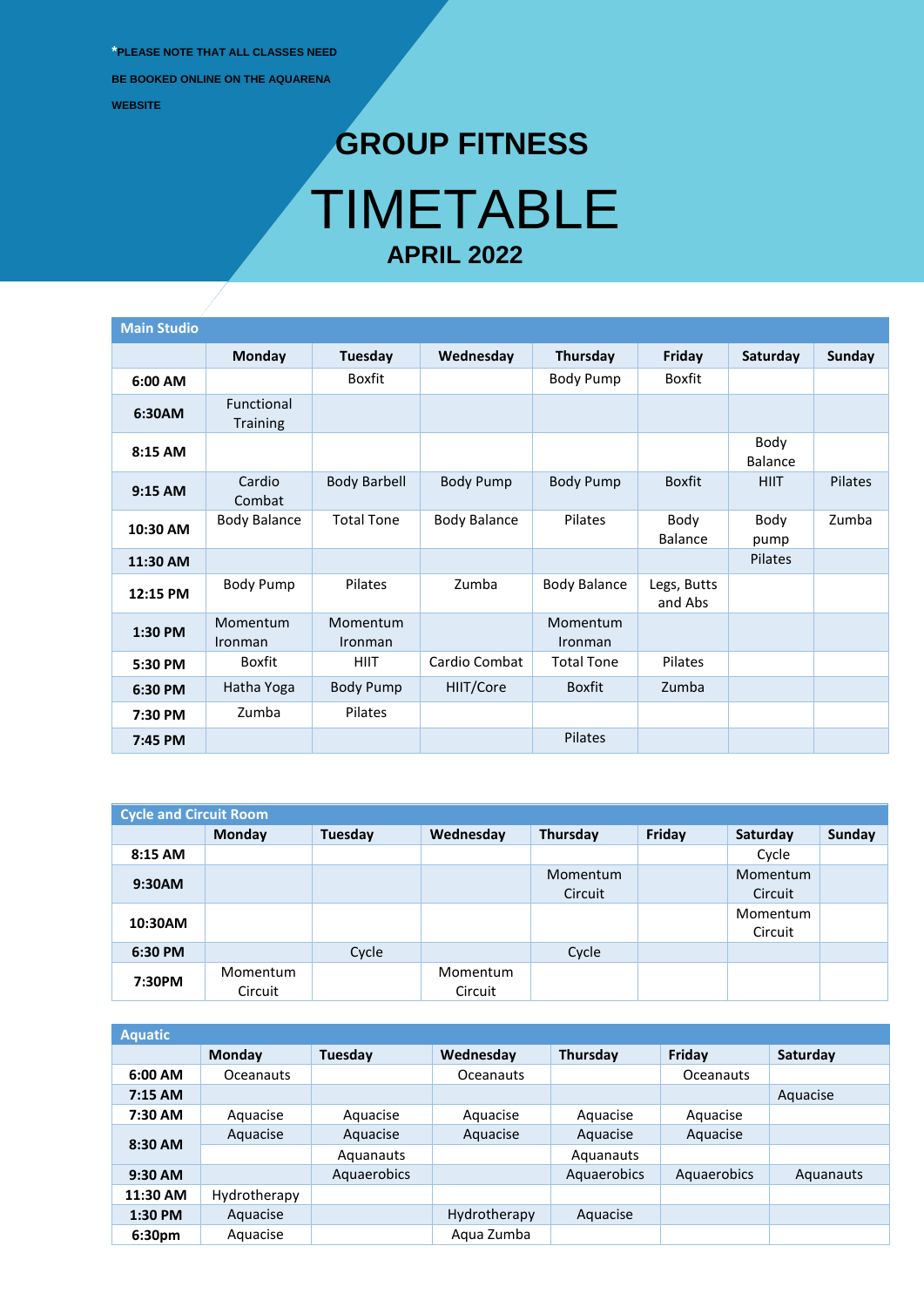*PLEASE NOTE THAT ALL CLASSES NEED BE BOOKED ONLINE ON THE AQUARENA WEBSITE

# GROUP FITNESS

# TIMETABLE

## APRIL 2022

**Main Studio**

| | Monday | Tuesday | Wednesday | Thursday | Friday | Saturday | Sunday |
|---|---|---|---|---|---|---|---|
| **6:00 AM** | | Boxfit | | Body Pump | Boxfit | | |
| **6:30AM** | Functional Training | | | | | | |
| **8:15 AM** | | | | | | Body Balance | |
| **9:15 AM** | Cardio Combat | Body Barbell | Body Pump | Body Pump | Boxfit | HIIT | Pilates |
| **10:30 AM** | Body Balance | Total Tone | Body Balance | Pilates | Body Balance | Body pump | Zumba |
| **11:30 AM** | | | | | | Pilates | |
| **12:15 PM** | Body Pump | Pilates | Zumba | Body Balance | Legs, Butts and Abs | | |
| **1:30 PM** | Momentum Ironman | Momentum Ironman | | Momentum Ironman | | | |
| **5:30 PM** | Boxfit | HIIT | Cardio Combat | Total Tone | Pilates | | |
| **6:30 PM** | Hatha Yoga | Body Pump | HIIT/Core | Boxfit | Zumba | | |
| **7:30 PM** | Zumba | Pilates | | | | | |
| **7:45 PM** | | | | Pilates | | | |

**Cycle and Circuit Room**

| | Monday | Tuesday | Wednesday | Thursday | Friday | Saturday | Sunday |
|---|---|---|---|---|---|---|---|
| **8:15 AM** | | | | | | Cycle | |
| **9:30AM** | | | | Momentum Circuit | | Momentum Circuit | |
| **10:30AM** | | | | | | Momentum Circuit | |
| **6:30 PM** | | Cycle | | Cycle | | | |
| **7:30PM** | Momentum Circuit | | Momentum Circuit | | | | |

**Aquatic**

| | Monday | Tuesday | Wednesday | Thursday | Friday | Saturday |
|---|---|---|---|---|---|---|
| **6:00 AM** | Oceanauts | | Oceanauts | | Oceanauts | |
| **7:15 AM** | | | | | | Aquacise |
| **7:30 AM** | Aquacise | Aquacise | Aquacise | Aquacise | Aquacise | |
| **8:30 AM** | Aquacise | Aquacise | Aquacise | Aquacise | Aquacise | |
| | | Aquanauts | | Aquanauts | | |
| **9:30 AM** | | Aquaerobics | | Aquaerobics | Aquaerobics | Aquanauts |
| **11:30 AM** | Hydrotherapy | | | | | |
| **1:30 PM** | Aquacise | | Hydrotherapy | Aquacise | | |
| **6:30pm** | Aquacise | | Aqua Zumba | | | |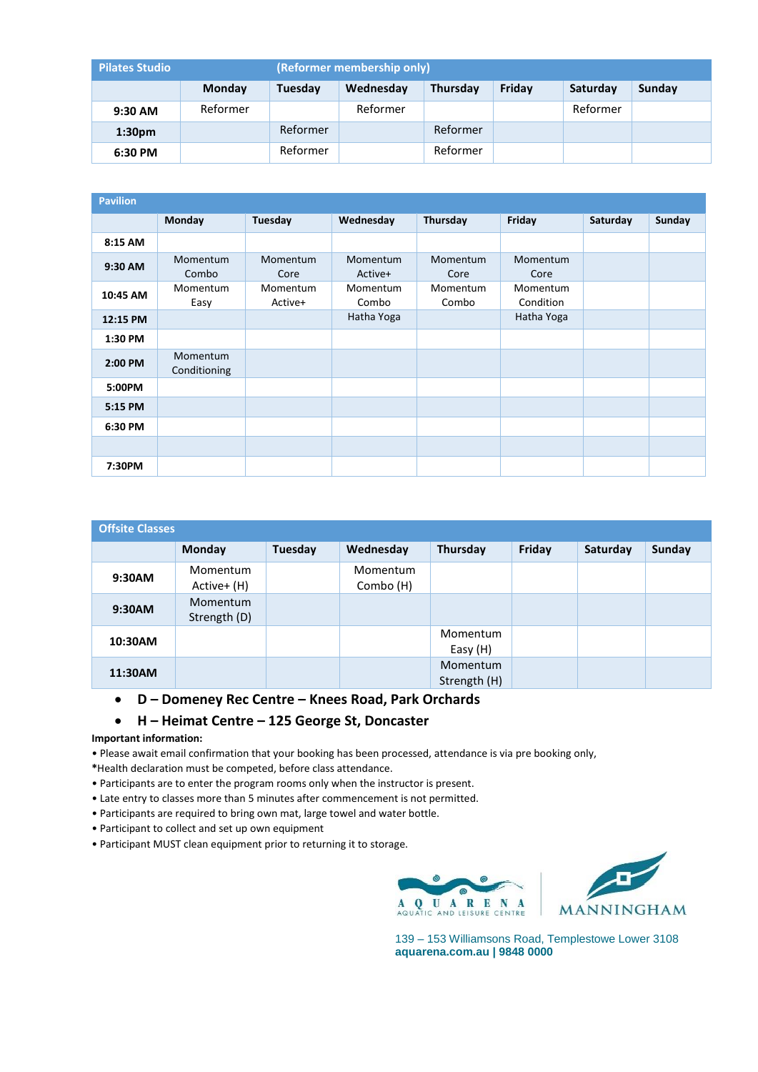| Pilates Studio | | (Reformer membership only) | | | | | |
|---|---|---|---|---|---|---|---|
| | Monday | Tuesday | Wednesday | Thursday | Friday | Saturday | Sunday |
| 9:30 AM | Reformer | | Reformer | | | Reformer | |
| 1:30pm | | Reformer | | Reformer | | | |
| 6:30 PM | | Reformer | | Reformer | | | |

| Pavilion | | | | | | | |
|---|---|---|---|---|---|---|---|
| | Monday | Tuesday | Wednesday | Thursday | Friday | Saturday | Sunday |
| 8:15 AM | | | | | | | |
| 9:30 AM | Momentum Combo | Momentum Core | Momentum Active+ | Momentum Core | Momentum Core | | |
| 10:45 AM | Momentum Easy | Momentum Active+ | Momentum Combo | Momentum Combo | Momentum Condition | | |
| 12:15 PM | | | Hatha Yoga | | Hatha Yoga | | |
| 1:30 PM | | | | | | | |
| 2:00 PM | Momentum Conditioning | | | | | | |
| 5:00PM | | | | | | | |
| 5:15 PM | | | | | | | |
| 6:30 PM | | | | | | | |
| | | | | | | | |
| 7:30PM | | | | | | | |

| Offsite Classes | | | | | | | |
|---|---|---|---|---|---|---|---|
| | Monday | Tuesday | Wednesday | Thursday | Friday | Saturday | Sunday |
| 9:30AM | Momentum Active+ (H) | | Momentum Combo (H) | | | | |
| 9:30AM | Momentum Strength (D) | | | | | | |
| 10:30AM | | | | Momentum Easy (H) | | | |
| 11:30AM | | | | Momentum Strength (H) | | | |

- **D – Domeney Rec Centre – Knees Road, Park Orchards**
- **H – Heimat Centre – 125 George St, Doncaster**

**Important information:**

• Please await email confirmation that your booking has been processed, attendance is via pre booking only,
*Health declaration must be competed, before class attendance.
• Participants are to enter the program rooms only when the instructor is present.
• Late entry to classes more than 5 minutes after commencement is not permitted.
• Participants are required to bring own mat, large towel and water bottle.
• Participant to collect and set up own equipment
• Participant MUST clean equipment prior to returning it to storage.

AQUARENA AQUATIC AND LEISURE CENTRE | MANNINGHAM

139 – 153 Williamsons Road, Templestowe Lower 3108
**aquarena.com.au | 9848 0000**